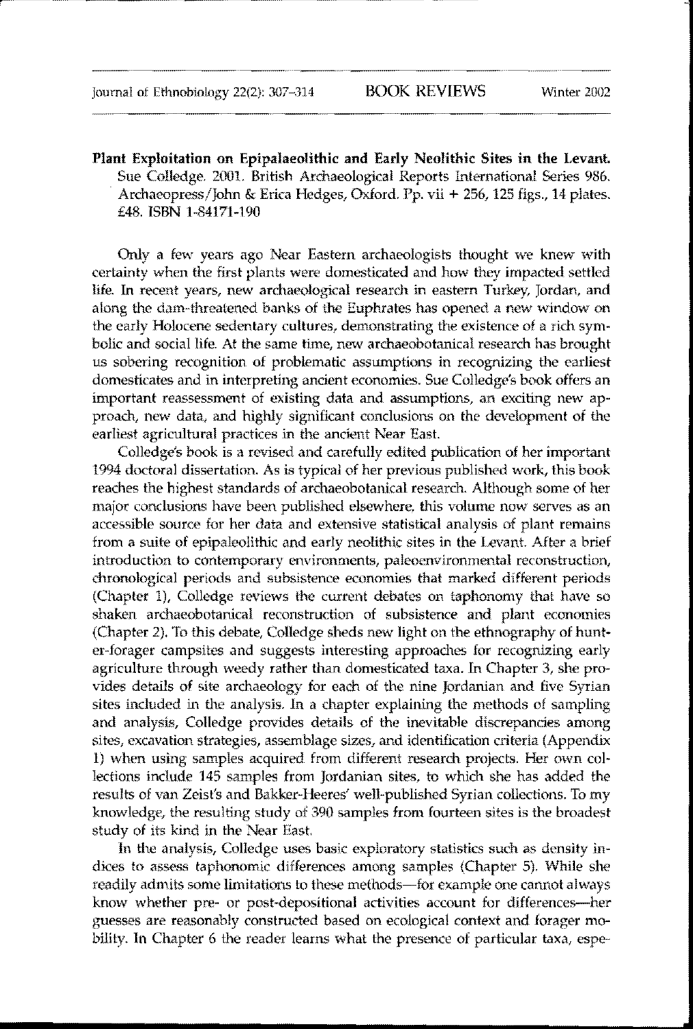## BOOK REVIEWS

**Plant Exploitation on Epipalaeolithic and Early Neolithic Sites in the Levant.** Sue Colledge. 2001. British Archaeological Reports International Series 986. Archaeopress/John & Erica Hedges, Oxford. Pp. vii + 256, 125 figs., 14 plates. £48. ISBN 1-84171-190

Only a few years ago Near Eastern archaeologists thought we knew with certainty when the first plants were domesticated and how they impacted settled life. In recent years, new archaeological research in eastern Turkey, Jordan, and along the dam-threatened banks of the Euphrates has opened a new window on the early Holocene sedentary cultures, demonstrating the existence of a rich symbolic and social life. At the same time, new archaeobotanical research has brought us sobering recognition of problematic assumptions in recognizing the earliest domesticates and in interpreting ancient economies. Sue Colledge's book offers an important reassessment of existing data and assumptions, an exciting new approach, new data, and highly significant conclusions on the development of the earliest agricultural practices in the ancient Near East.

Colledge's book is a revised and carefully edited publication of her important 1994 doctoral dissertation. As is typical of her previous published work, this book reaches the highest standards of archaeobotanical research. Although some of her major conclusions have been published elsewhere, this volume now serves as an accessible source for her data and extensive statistical analysis of plant remains from a suite of epipaleolithic and early neolithic sites in the Levant. After a brief introduction to contemporary environments, paleoenvironmental reconstruction, chronological periods and subsistence economies that marked different periods (Chapter 1), Colledge reviews the current debates on taphonomy that have so shaken archaeobotanical reconstruction of subsistence and plant economies (Chapter 2). To this debate, Colledge sheds new light on the ethnography of hunter-forager campsites and suggests interesting approaches for recognizing early agriculture through weedy rather than domesticated taxa. In Chapter 3, she provides details of site archaeology for each of the nine Jordanian and five Syrian sites included in the analysis. In a chapter explaining the methods of sampling and analysis, Colledge provides details of the inevitable discrepancies among sites, excavation strategies, assemblage sizes, and identification criteria (Appendix 1) when using samples acquired from different research projects. Her own collections include 145 samples from Jordanian sites, to which she has added the results of van Zeist's and Bakker-Heeres' well-published Syrian collections. To my knowledge, the resulting study of 390 samples from fourteen sites is the broadest study of its kind in the Near East.

In the analysis, Colledge uses basic exploratory statistics such as density indices to assess taphonomic differences among samples (Chapter 5). While she readily admits some limitations to these methods—for example one cannot always know whether pre- or post-depositional activities account for differences—her guesses are reasonably constructed based on ecological context and forager mobility. In Chapter 6 the reader learns what the presence of particular taxa, espe-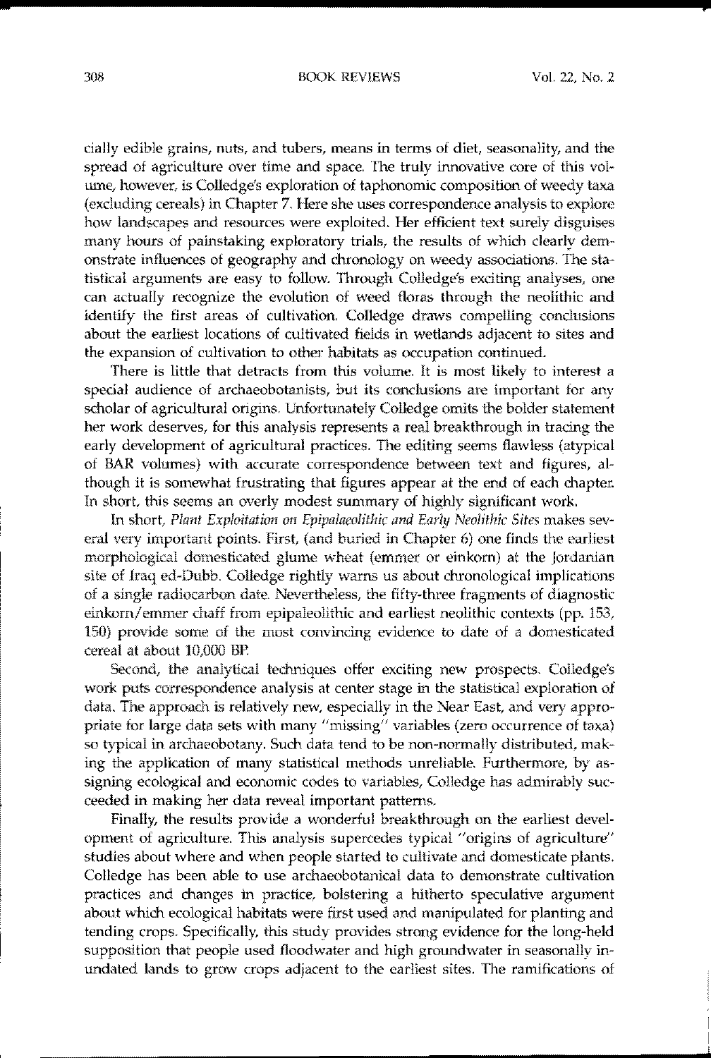cially edible grains, nuts, and tubers, means in terms of diet, seasonality, and the spread of agriculture over time and space. The truly innovative core of this volume, however, is Colledge's exploration of taphonomic composition of weedy taxa (excluding cereals) in Chapter 7. Here she uses correspondence analysis to explore how landscapes and resources were exploited. Her efficient text surely disguises many hours of painstaking exploratory trials, the results of which clearly demonstrate influences of geography and chronology on weedy associations. The statistical arguments are easy to follow. Through Colledge's exciting analyses, one can actually recognize the evolution of weed floras through the neolithic and identify the first areas of cultivation. Colledge draws compelling conclusions about the earliest locations of cultivated fields in wetlands adjacent to sites and the expansion of cultivation to other habitats as occupation continued.

There is little that detracts from this volume. It is most likely to interest a special audience of archaeobotanists, but its conclusions are important for any scholar of agricultural origins. Unfortunately Colledge omits the bolder statement her work deserves, for this analysis represents a real breakthrough in tracing the early development of agricultural practices. The editing seems flawless (atypical of BAR volumes) with accurate correspondence between text and figures, although it is somewhat frustrating that figures appear at the end of each chapter. In short, this seems an overly modest summary of highly significant work.

In short, *Plant Exploitation on Epipalaeolithic and Early Neolithic Sites* makes several very important points. First, (and buried in Chapter 6) one finds the earliest morphological domesticated glume wheat (emmer or einkorn) at the Jordanian site of Iraq ed-Dubb. Colledge rightly warns us about chronological implications of a single radiocarbon date. Nevertheless, the fifty-three fragments of diagnostic einkorn/emmer chaff from epipaleolithic and earliest neolithic contexts (pp. 153, 150) provide some of the most convincing evidence to date of a domesticated cereal at about 10,000 BP.

Second, the analytical techniques offer exciting new prospects. Colledge's work puts correspondence analysis at center stage in the statistical exploration of data. The approach is relatively new, especially in the Near East, and very appropriate for large data sets with many "missing" variables (zero occurrence of taxa) so typical in archaeobotany. Such data tend to be non-normally distributed, making the application of many statistical methods unreliable. Furthermore, by assigning ecological and economic codes to variables, Colledge has admirably succeeded in making her data reveal important patterns.

Finally, the results provide a wonderful breakthrough on the earliest development of agriculture. This analysis supercedes typical "origins of agriculture" studies about where and when people started to cultivate and domesticate plants. Colledge has been able to use archaeobotanical data to demonstrate cultivation practices and changes in practice, bolstering a hitherto speculative argument about which ecological habitats were first used and manipulated for planting and tending crops. Specifically, this study provides strong evidence for the long-held supposition that people used floodwater and high groundwater in seasonally inundated lands to grow crops adjacent to the earliest sites. The ramifications of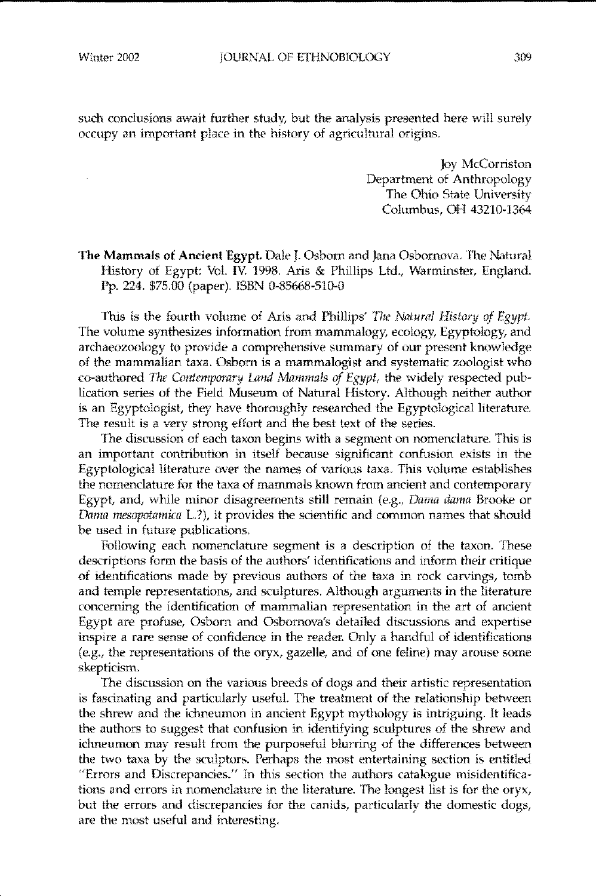such conclusions await further study, but the analysis presented here will surely occupy an important place in the history of agricultural origins.

Joy McCorriston  
Department of Anthropology  
The Ohio State University  
Columbus, OH 43210-1364

**The Mammals of Ancient Egypt.** Dale J. Osborn and Jana Osbornova. The Natural History of Egypt: Vol. IV. 1998. Aris & Phillips Ltd., Warminster, England. Pp. 224. $75.00 (paper). ISBN 0-85668-510-0

This is the fourth volume of Aris and Phillips' *The Natural History of Egypt*. The volume synthesizes information from mammalogy, ecology, Egyptology, and archaeozoology to provide a comprehensive summary of our present knowledge of the mammalian taxa. Osborn is a mammalogist and systematic zoologist who co-authored *The Contemporary Land Mammals of Egypt*, the widely respected publication series of the Field Museum of Natural History. Although neither author is an Egyptologist, they have thoroughly researched the Egyptological literature. The result is a very strong effort and the best text of the series.

The discussion of each taxon begins with a segment on nomenclature. This is an important contribution in itself because significant confusion exists in the Egyptological literature over the names of various taxa. This volume establishes the nomenclature for the taxa of mammals known from ancient and contemporary Egypt, and, while minor disagreements still remain (e.g., *Dama dama* Brooke or *Dama mesopotamica* L.?), it provides the scientific and common names that should be used in future publications.

Following each nomenclature segment is a description of the taxon. These descriptions form the basis of the authors' identifications and inform their critique of identifications made by previous authors of the taxa in rock carvings, tomb and temple representations, and sculptures. Although arguments in the literature concerning the identification of mammalian representation in the art of ancient Egypt are profuse, Osborn and Osbornova's detailed discussions and expertise inspire a rare sense of confidence in the reader. Only a handful of identifications (e.g., the representations of the oryx, gazelle, and of one feline) may arouse some skepticism.

The discussion on the various breeds of dogs and their artistic representation is fascinating and particularly useful. The treatment of the relationship between the shrew and the ichneumon in ancient Egypt mythology is intriguing. It leads the authors to suggest that confusion in identifying sculptures of the shrew and ichneumon may result from the purposeful blurring of the differences between the two taxa by the sculptors. Perhaps the most entertaining section is entitled "Errors and Discrepancies." In this section the authors catalogue misidentifications and errors in nomenclature in the literature. The longest list is for the oryx, but the errors and discrepancies for the canids, particularly the domestic dogs, are the most useful and interesting.